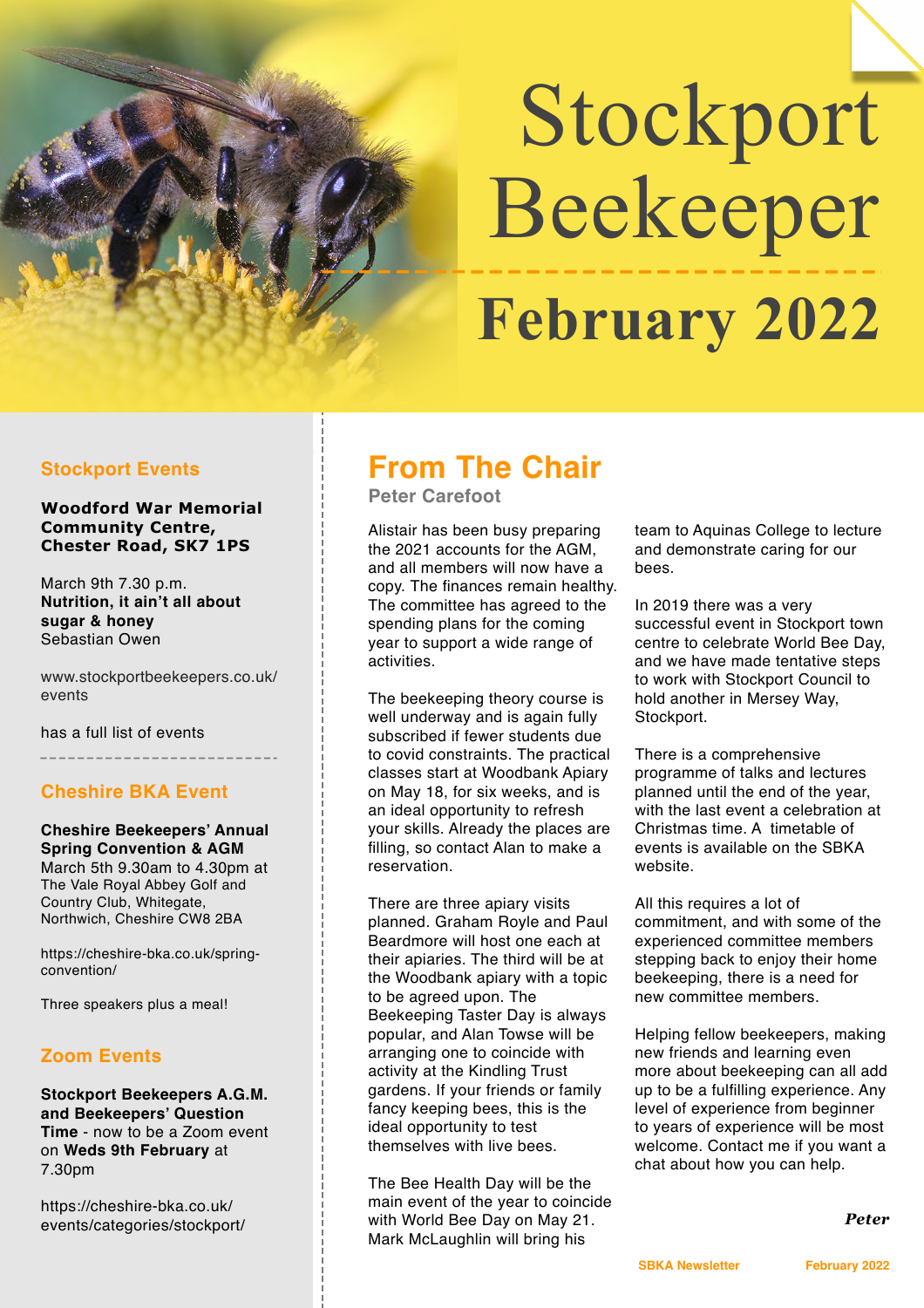# Stockport Beekeeper

# February 2022

## Stockport Events

**Woodford War Memorial Community Centre, Chester Road, SK7 1PS**

March 9th 7.30 p.m.
**Nutrition, it ain't all about sugar & honey**
Sebastian Owen

www.stockportbeekeepers.co.uk/events

has a full list of events

## Cheshire BKA Event

**Cheshire Beekeepers' Annual Spring Convention & AGM**
March 5th 9.30am to 4.30pm at The Vale Royal Abbey Golf and Country Club, Whitegate, Northwich, Cheshire CW8 2BA

https://cheshire-bka.co.uk/spring-convention/

Three speakers plus a meal!

## Zoom Events

**Stockport Beekeepers A.G.M. and Beekeepers' Question Time** - now to be a Zoom event on **Weds 9th February** at 7.30pm

https://cheshire-bka.co.uk/events/categories/stockport/

## From The Chair

**Peter Carefoot**

Alistair has been busy preparing the 2021 accounts for the AGM, and all members will now have a copy. The finances remain healthy. The committee has agreed to the spending plans for the coming year to support a wide range of activities.

The beekeeping theory course is well underway and is again fully subscribed if fewer students due to covid constraints. The practical classes start at Woodbank Apiary on May 18, for six weeks, and is an ideal opportunity to refresh your skills. Already the places are filling, so contact Alan to make a reservation.

There are three apiary visits planned. Graham Royle and Paul Beardmore will host one each at their apiaries. The third will be at the Woodbank apiary with a topic to be agreed upon. The Beekeeping Taster Day is always popular, and Alan Towse will be arranging one to coincide with activity at the Kindling Trust gardens. If your friends or family fancy keeping bees, this is the ideal opportunity to test themselves with live bees.

The Bee Health Day will be the main event of the year to coincide with World Bee Day on May 21. Mark McLaughlin will bring his team to Aquinas College to lecture and demonstrate caring for our bees.

In 2019 there was a very successful event in Stockport town centre to celebrate World Bee Day, and we have made tentative steps to work with Stockport Council to hold another in Mersey Way, Stockport.

There is a comprehensive programme of talks and lectures planned until the end of the year, with the last event a celebration at Christmas time. A timetable of events is available on the SBKA website.

All this requires a lot of commitment, and with some of the experienced committee members stepping back to enjoy their home beekeeping, there is a need for new committee members.

Helping fellow beekeepers, making new friends and learning even more about beekeeping can all add up to be a fulfilling experience. Any level of experience from beginner to years of experience will be most welcome. Contact me if you want a chat about how you can help.

***Peter***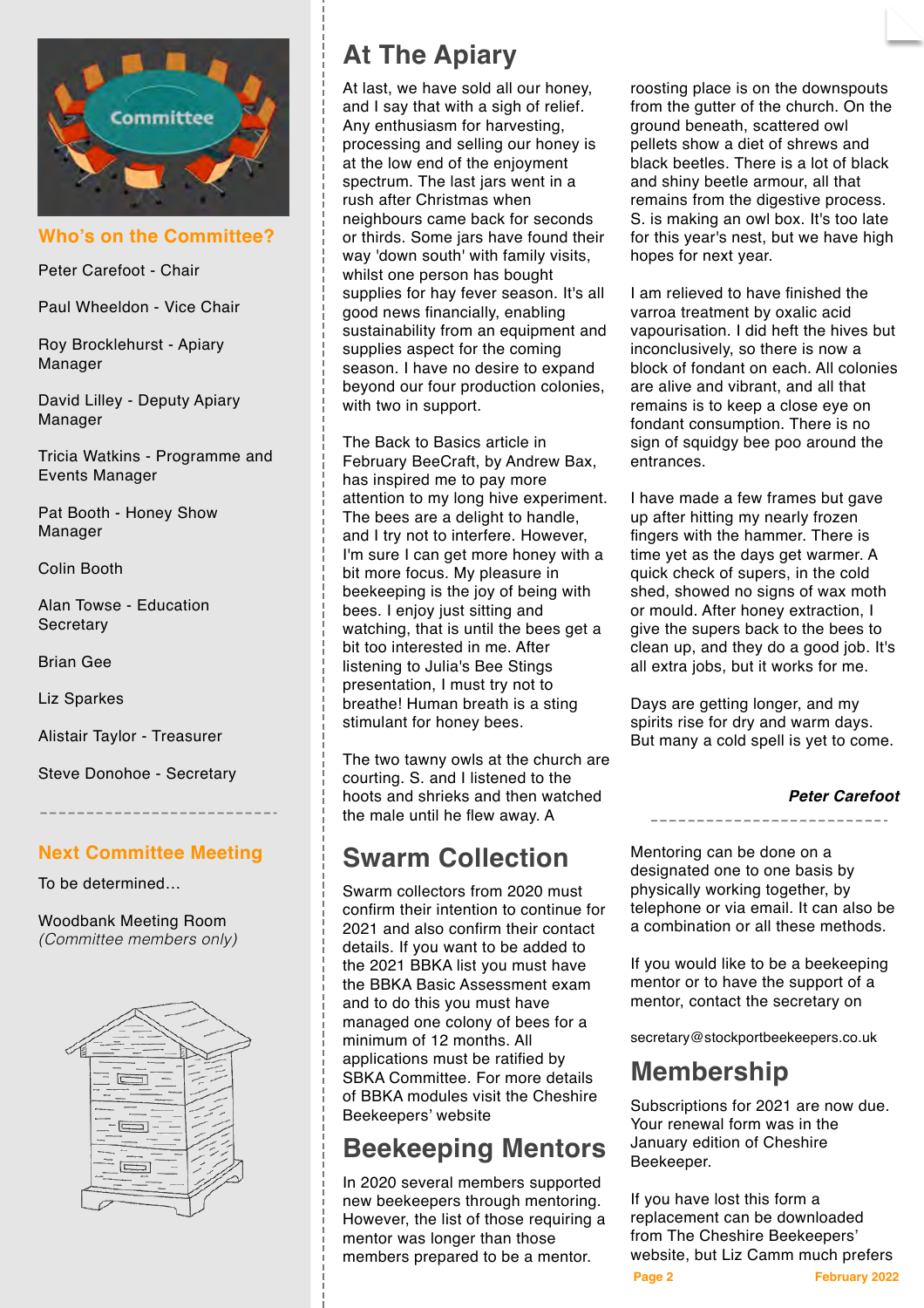## Who's on the Committee?

Peter Carefoot - Chair

Paul Wheeldon - Vice Chair

Roy Brocklehurst - Apiary Manager

David Lilley - Deputy Apiary Manager

Tricia Watkins - Programme and Events Manager

Pat Booth - Honey Show Manager

Colin Booth

Alan Towse - Education Secretary

Brian Gee

Liz Sparkes

Alistair Taylor - Treasurer

Steve Donohoe - Secretary

## Next Committee Meeting

To be determined…

Woodbank Meeting Room
*(Committee members only)*

# At The Apiary

At last, we have sold all our honey, and I say that with a sigh of relief. Any enthusiasm for harvesting, processing and selling our honey is at the low end of the enjoyment spectrum. The last jars went in a rush after Christmas when neighbours came back for seconds or thirds. Some jars have found their way 'down south' with family visits, whilst one person has bought supplies for hay fever season. It's all good news financially, enabling sustainability from an equipment and supplies aspect for the coming season. I have no desire to expand beyond our four production colonies, with two in support.

The Back to Basics article in February BeeCraft, by Andrew Bax, has inspired me to pay more attention to my long hive experiment. The bees are a delight to handle, and I try not to interfere. However, I'm sure I can get more honey with a bit more focus. My pleasure in beekeeping is the joy of being with bees. I enjoy just sitting and watching, that is until the bees get a bit too interested in me. After listening to Julia's Bee Stings presentation, I must try not to breathe! Human breath is a sting stimulant for honey bees.

The two tawny owls at the church are courting. S. and I listened to the hoots and shrieks and then watched the male until he flew away. A roosting place is on the downspouts from the gutter of the church. On the ground beneath, scattered owl pellets show a diet of shrews and black beetles. There is a lot of black and shiny beetle armour, all that remains from the digestive process. S. is making an owl box. It's too late for this year's nest, but we have high hopes for next year.

I am relieved to have finished the varroa treatment by oxalic acid vapourisation. I did heft the hives but inconclusively, so there is now a block of fondant on each. All colonies are alive and vibrant, and all that remains is to keep a close eye on fondant consumption. There is no sign of squidgy bee poo around the entrances.

I have made a few frames but gave up after hitting my nearly frozen fingers with the hammer. There is time yet as the days get warmer. A quick check of supers, in the cold shed, showed no signs of wax moth or mould. After honey extraction, I give the supers back to the bees to clean up, and they do a good job. It's all extra jobs, but it works for me.

Days are getting longer, and my spirits rise for dry and warm days. But many a cold spell is yet to come.

***Peter Carefoot***

# Swarm Collection

Swarm collectors from 2020 must confirm their intention to continue for 2021 and also confirm their contact details. If you want to be added to the 2021 BBKA list you must have the BBKA Basic Assessment exam and to do this you must have managed one colony of bees for a minimum of 12 months. All applications must be ratified by SBKA Committee. For more details of BBKA modules visit the Cheshire Beekeepers' website

# Beekeeping Mentors

In 2020 several members supported new beekeepers through mentoring. However, the list of those requiring a mentor was longer than those members prepared to be a mentor.

Mentoring can be done on a designated one to one basis by physically working together, by telephone or via email. It can also be a combination or all these methods.

If you would like to be a beekeeping mentor or to have the support of a mentor, contact the secretary on

secretary@stockportbeekeepers.co.uk

# Membership

Subscriptions for 2021 are now due. Your renewal form was in the January edition of Cheshire Beekeeper.

If you have lost this form a replacement can be downloaded from The Cheshire Beekeepers' website, but Liz Camm much prefers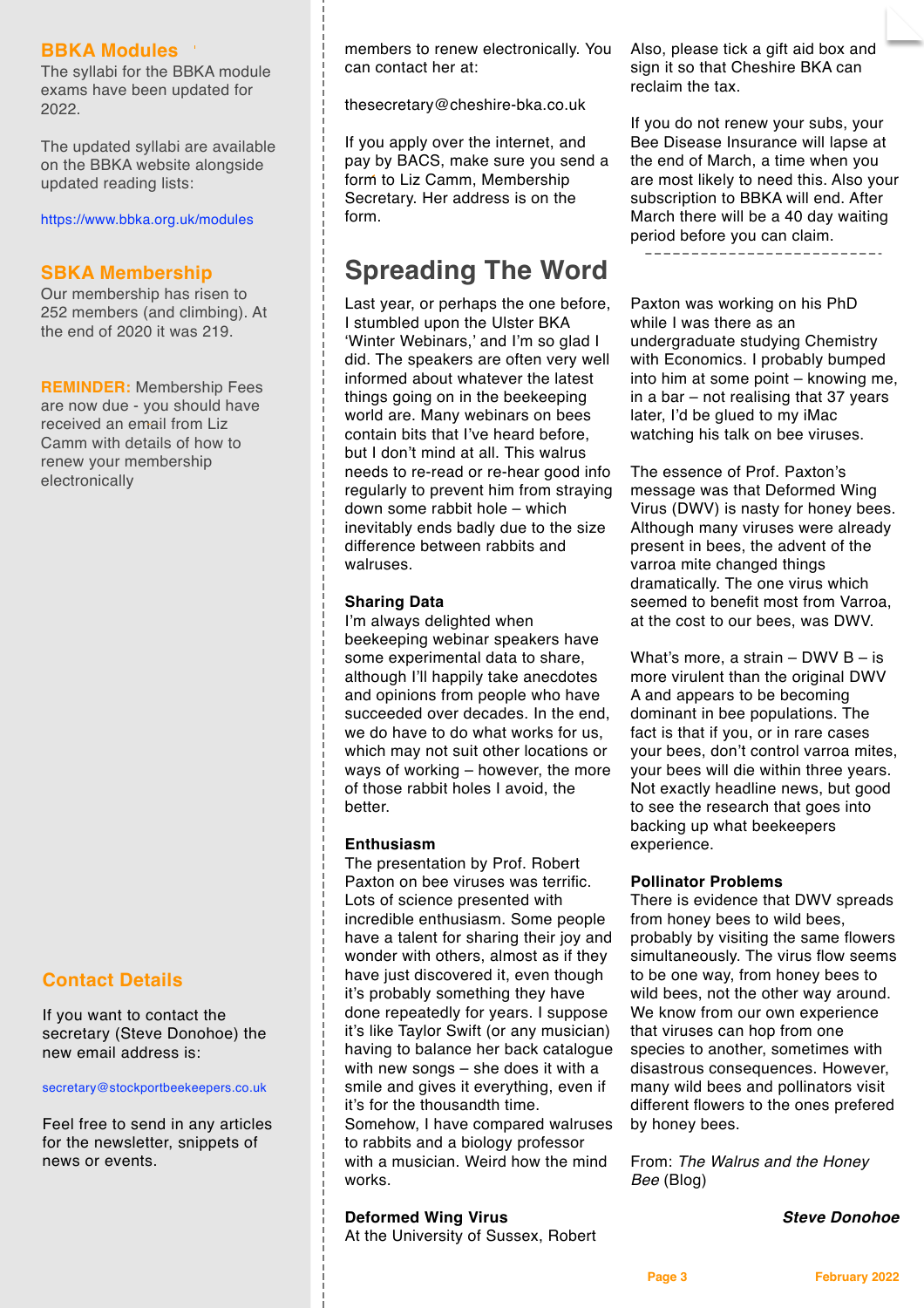## BBKA Modules

The syllabi for the BBKA module exams have been updated for 2022.

The updated syllabi are available on the BBKA website alongside updated reading lists:

https://www.bbka.org.uk/modules

## SBKA Membership

Our membership has risen to 252 members (and climbing). At the end of 2020 it was 219.

**REMINDER:** Membership Fees are now due - you should have received an email from Liz Camm with details of how to renew your membership electronically

## Contact Details

If you want to contact the secretary (Steve Donohoe) the new email address is:

secretary@stockportbeekeepers.co.uk

Feel free to send in any articles for the newsletter, snippets of news or events.

members to renew electronically. You can contact her at:

thesecretary@cheshire-bka.co.uk

If you apply over the internet, and pay by BACS, make sure you send a form to Liz Camm, Membership Secretary. Her address is on the form.

Also, please tick a gift aid box and sign it so that Cheshire BKA can reclaim the tax.

If you do not renew your subs, your Bee Disease Insurance will lapse at the end of March, a time when you are most likely to need this. Also your subscription to BBKA will end. After March there will be a 40 day waiting period before you can claim.

---

# Spreading The Word

Last year, or perhaps the one before, I stumbled upon the Ulster BKA 'Winter Webinars,' and I'm so glad I did. The speakers are often very well informed about whatever the latest things going on in the beekeeping world are. Many webinars on bees contain bits that I've heard before, but I don't mind at all. This walrus needs to re-read or re-hear good info regularly to prevent him from straying down some rabbit hole – which inevitably ends badly due to the size difference between rabbits and walruses.

**Sharing Data**

I'm always delighted when beekeeping webinar speakers have some experimental data to share, although I'll happily take anecdotes and opinions from people who have succeeded over decades. In the end, we do have to do what works for us, which may not suit other locations or ways of working – however, the more of those rabbit holes I avoid, the better.

**Enthusiasm**

The presentation by Prof. Robert Paxton on bee viruses was terrific. Lots of science presented with incredible enthusiasm. Some people have a talent for sharing their joy and wonder with others, almost as if they have just discovered it, even though it's probably something they have done repeatedly for years. I suppose it's like Taylor Swift (or any musician) having to balance her back catalogue with new songs – she does it with a smile and gives it everything, even if it's for the thousandth time. Somehow, I have compared walruses to rabbits and a biology professor with a musician. Weird how the mind works.

**Deformed Wing Virus**

At the University of Sussex, Robert Paxton was working on his PhD while I was there as an undergraduate studying Chemistry with Economics. I probably bumped into him at some point – knowing me, in a bar – not realising that 37 years later, I'd be glued to my iMac watching his talk on bee viruses.

The essence of Prof. Paxton's message was that Deformed Wing Virus (DWV) is nasty for honey bees. Although many viruses were already present in bees, the advent of the varroa mite changed things dramatically. The one virus which seemed to benefit most from Varroa, at the cost to our bees, was DWV.

What's more, a strain – DWV B – is more virulent than the original DWV A and appears to be becoming dominant in bee populations. The fact is that if you, or in rare cases your bees, don't control varroa mites, your bees will die within three years. Not exactly headline news, but good to see the research that goes into backing up what beekeepers experience.

**Pollinator Problems**

There is evidence that DWV spreads from honey bees to wild bees, probably by visiting the same flowers simultaneously. The virus flow seems to be one way, from honey bees to wild bees, not the other way around. We know from our own experience that viruses can hop from one species to another, sometimes with disastrous consequences. However, many wild bees and pollinators visit different flowers to the ones prefered by honey bees.

From: *The Walrus and the Honey Bee* (Blog)

***Steve Donohoe***